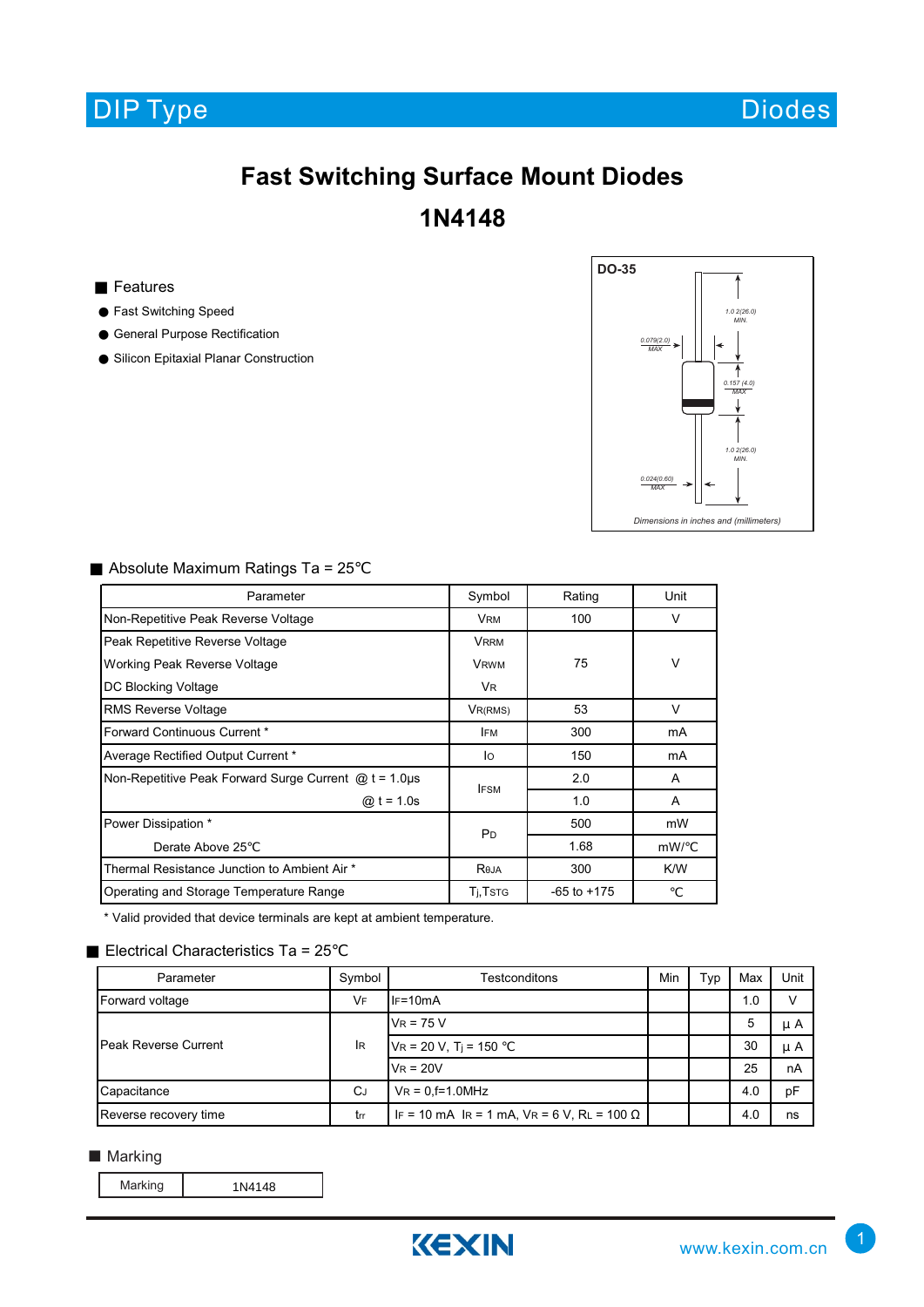DIP Type — Diodes

# Fast Switching Surface Mount Diodes

# 1N4148

## Features

- Fast Switching Speed
- General Purpose Rectification
- Silicon Epitaxial Planar Construction

**DO-35**

0.079(2.0) MAX

1.0 2(26.0) MIN.

0.157 (4.0) MAX

1.0 2(26.0) MIN.

0.024(0.60) MAX

Dimensions in inches and (millimeters)

## Absolute Maximum Ratings Ta = 25℃

| Parameter | Symbol | Rating | Unit |
|---|---|---|---|
| Non-Repetitive Peak Reverse Voltage | $V_{RM}$ | 100 | V |
| Peak Repetitive Reverse Voltage<br>Working Peak Reverse Voltage<br>DC Blocking Voltage | $V_{RRM}$<br>$V_{RWM}$<br>$V_R$ | 75 | V |
| RMS Reverse Voltage | $V_{R(RMS)}$ | 53 | V |
| Forward Continuous Current * | $I_{FM}$ | 300 | mA |
| Average Rectified Output Current * | $I_O$ | 150 | mA |
| Non-Repetitive Peak Forward Surge Current @ t = 1.0μs | $I_{FSM}$ | 2.0 | A |
| @ t = 1.0s | | 1.0 | A |
| Power Dissipation * | $P_D$ | 500 | mW |
| Derate Above 25℃ | | 1.68 | mW/℃ |
| Thermal Resistance Junction to Ambient Air * | $R_{\theta JA}$ | 300 | K/W |
| Operating and Storage Temperature Range | $T_j, T_{STG}$ | -65 to +175 | ℃ |

* Valid provided that device terminals are kept at ambient temperature.

## Electrical Characteristics Ta = 25℃

| Parameter | Symbol | Testconditons | Min | Typ | Max | Unit |
|---|---|---|---|---|---|---|
| Forward voltage | $V_F$ | $I_F$=10mA | | | 1.0 | V |
| Peak Reverse Current | $I_R$ | $V_R$ = 75 V | | | 5 | μ A |
| | | $V_R$ = 20 V, $T_j$ = 150 ℃ | | | 30 | μ A |
| | | $V_R$ = 20V | | | 25 | nA |
| Capacitance | $C_J$ | $V_R$ = 0,f=1.0MHz | | | 4.0 | pF |
| Reverse recovery time | $t_{rr}$ | $I_F$ = 10 mA $I_R$ = 1 mA, $V_R$ = 6 V, $R_L$ = 100 Ω | | | 4.0 | ns |

## Marking

| Marking | 1N4148 |
|---|---|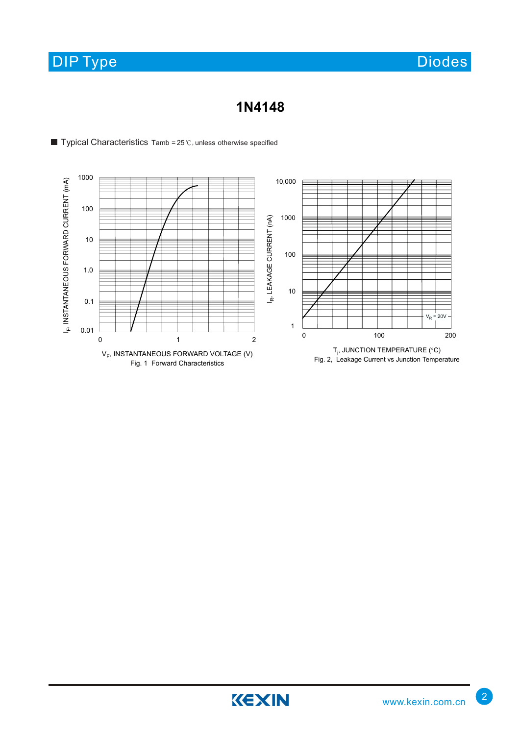# 1N4148

■ Typical Characteristics Tamb = 25℃, unless otherwise specified

1000
100
10
1.0
0.1
0.01

$I_F$, INSTANTANEOUS FORWARD CURRENT (mA)

0
1
2

$V_F$, INSTANTANEOUS FORWARD VOLTAGE (V)

Fig. 1 Forward Characteristics

10,000
1000
100
10
1

$I_R$, LEAKAGE CURRENT (nA)

$V_R$ = 20V

0
100
200

$T_j$, JUNCTION TEMPERATURE (°C)

Fig. 2, Leakage Current vs Junction Temperature